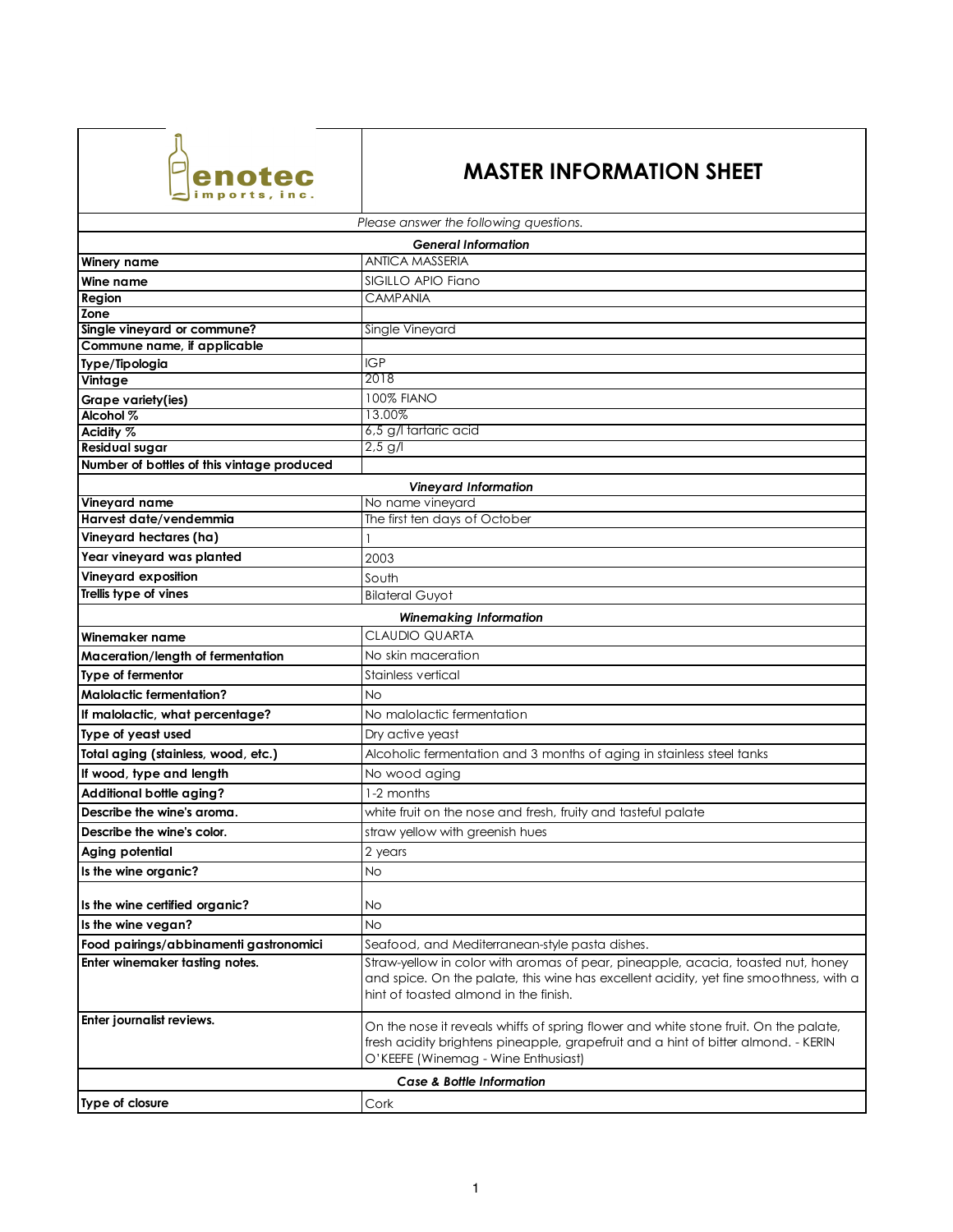# MASTER INFORMATION SHEET

enotec imports, inc.

*Please answer the following questions.*

| *General Information* | |
|---|---|
| **Winery name** | ANTICA MASSERIA |
| **Wine name** | SIGILLO APIO Fiano |
| **Region** | CAMPANIA |
| **Zone** | |
| **Single vineyard or commune?** | Single Vineyard |
| **Commune name, if applicable** | |
| **Type/Tipologia** | IGP |
| **Vintage** | 2018 |
| **Grape variety(ies)** | 100% FIANO |
| **Alcohol %** | 13.00% |
| **Acidity %** | 6,5 g/l tartaric acid |
| **Residual sugar** | 2,5 g/l |
| **Number of bottles of this vintage produced** | |
| *Vineyard Information* | |
| **Vineyard name** | No name vineyard |
| **Harvest date/vendemmia** | The first ten days of October |
| **Vineyard hectares (ha)** | 1 |
| **Year vineyard was planted** | 2003 |
| **Vineyard exposition** | South |
| **Trellis type of vines** | Bilateral Guyot |
| *Winemaking Information* | |
| **Winemaker name** | CLAUDIO QUARTA |
| **Maceration/length of fermentation** | No skin maceration |
| **Type of fermentor** | Stainless vertical |
| **Malolactic fermentation?** | No |
| **If malolactic, what percentage?** | No malolactic fermentation |
| **Type of yeast used** | Dry active yeast |
| **Total aging (stainless, wood, etc.)** | Alcoholic fermentation and 3 months of aging in stainless steel tanks |
| **If wood, type and length** | No wood aging |
| **Additional bottle aging?** | 1-2 months |
| **Describe the wine's aroma.** | white fruit on the nose and fresh, fruity and tasteful palate |
| **Describe the wine's color.** | straw yellow with greenish hues |
| **Aging potential** | 2 years |
| **Is the wine organic?** | No |
| **Is the wine certified organic?** | No |
| **Is the wine vegan?** | No |
| **Food pairings/abbinamenti gastronomici** | Seafood, and Mediterranean-style pasta dishes. |
| **Enter winemaker tasting notes.** | Straw-yellow in color with aromas of pear, pineapple, acacia, toasted nut, honey and spice. On the palate, this wine has excellent acidity, yet fine smoothness, with a hint of toasted almond in the finish. |
| **Enter journalist reviews.** | On the nose it reveals whiffs of spring flower and white stone fruit. On the palate, fresh acidity brightens pineapple, grapefruit and a hint of bitter almond. - KERIN O'KEEFE (Winemag - Wine Enthusiast) |
| *Case & Bottle Information* | |
| **Type of closure** | Cork |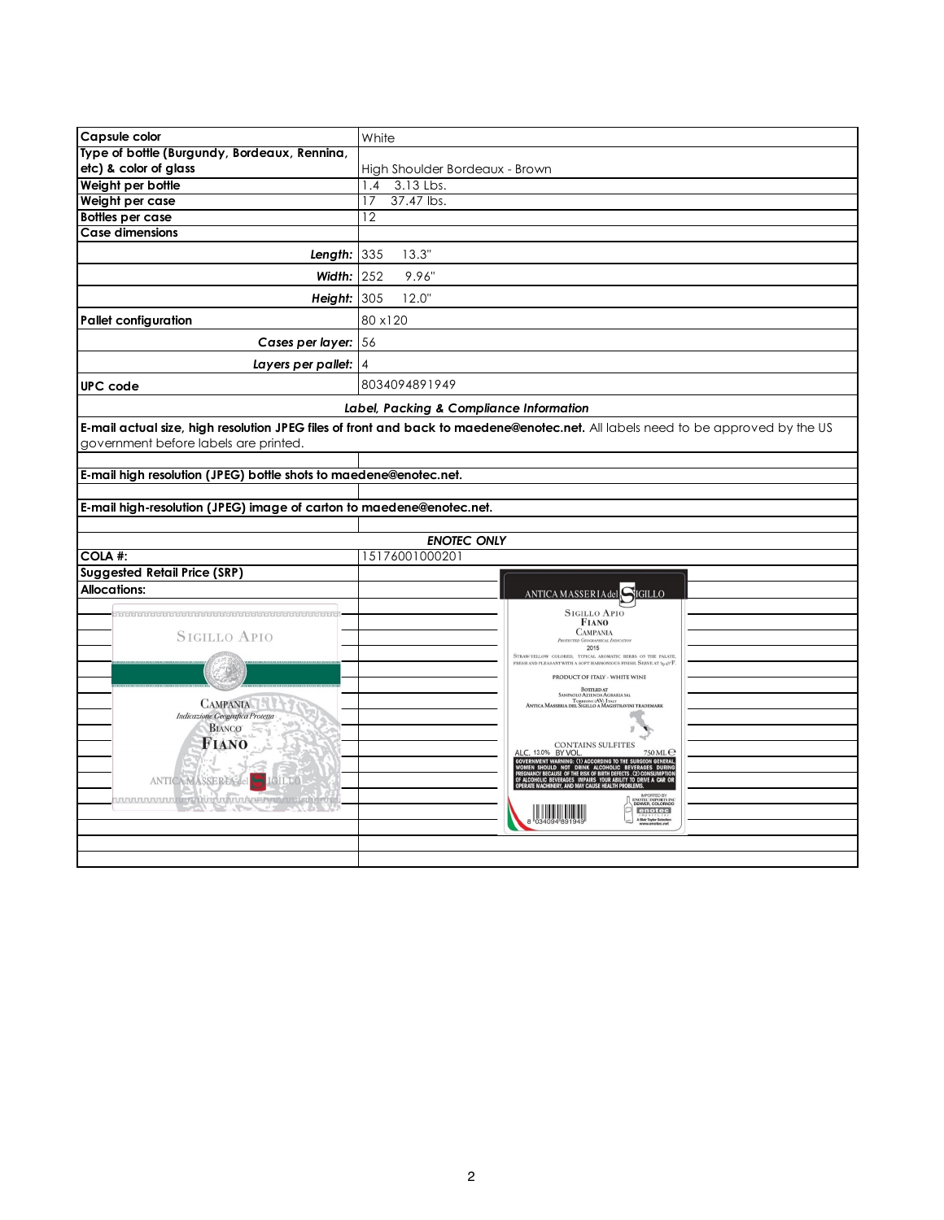| | |
|---|---|
| **Capsule color** | White |
| **Type of bottle (Burgundy, Bordeaux, Rennina, etc) & color of glass** | High Shoulder Bordeaux - Brown |
| **Weight per bottle** | 1.4   3.13 Lbs. |
| **Weight per case** | 17   37.47 lbs. |
| **Bottles per case** | 12 |
| **Case dimensions** | |
| ***Length:*** | 335   13.3" |
| ***Width:*** | 252   9.96" |
| ***Height:*** | 305   12.0" |
| **Pallet configuration** | 80 x120 |
| ***Cases per layer:*** | 56 |
| ***Layers per pallet:*** | 4 |
| **UPC code** | 8034094891949 |

***Label, Packing & Compliance Information***

**E-mail actual size, high resolution JPEG files of front and back to maedene@enotec.net.** All labels need to be approved by the US government before labels are printed.

**E-mail high resolution (JPEG) bottle shots to maedene@enotec.net.**

**E-mail high-resolution (JPEG) image of carton to maedene@enotec.net.**

***ENOTEC ONLY***

| | |
|---|---|
| **COLA #:** | 15176001000201 |
| **Suggested Retail Price (SRP)** | |
| **Allocations:** | |

SIGILLO APIO

CAMPANIA
*Indicazione Geografica Protetta*
BIANCO
FIANO

ANTICA MASSERIA del SIGILLO

ANTICA MASSERIA del SIGILLO

SIGILLO APIO
FIANO
CAMPANIA
*Protected Geographical Indication*
2015

STRAW-YELLOW COLORED, TYPICAL AROMATIC HERBS ON THE PALATE, FRESH AND PLEASANT WITH A SOFT HARMONIOUS FINISH. SERVE AT 50-52°F.

PRODUCT OF ITALY - WHITE WINE

BOTTLED AT
SANPAOLO AZIENDA AGRARIA SRL
TORRIONI (AV) ITALY
ANTICA MASSERIA DEL SIGILLO A MAGISTRAVINI TRADEMARK

CONTAINS SULFITES
ALC. 13.0% BY VOL.   750 ML ℮

GOVERNMENT WARNING: (1) ACCORDING TO THE SURGEON GENERAL WOMEN SHOULD NOT DRINK ALCOHOLIC BEVERAGES DURING PREGNANCY BECAUSE OF THE RISK OF BIRTH DEFECTS. (2) CONSUMPTION OF ALCOHOLIC BEVERAGES IMPAIRS YOUR ABILITY TO DRIVE A CAR OR OPERATE MACHINERY, AND MAY CAUSE HEALTH PROBLEMS.

IMPORTED BY
ENOTEC IMPORTS INC
DENVER, COLORADO
enotec
A Blair Taylor Selection
www.enotec.net

8 034094 891949